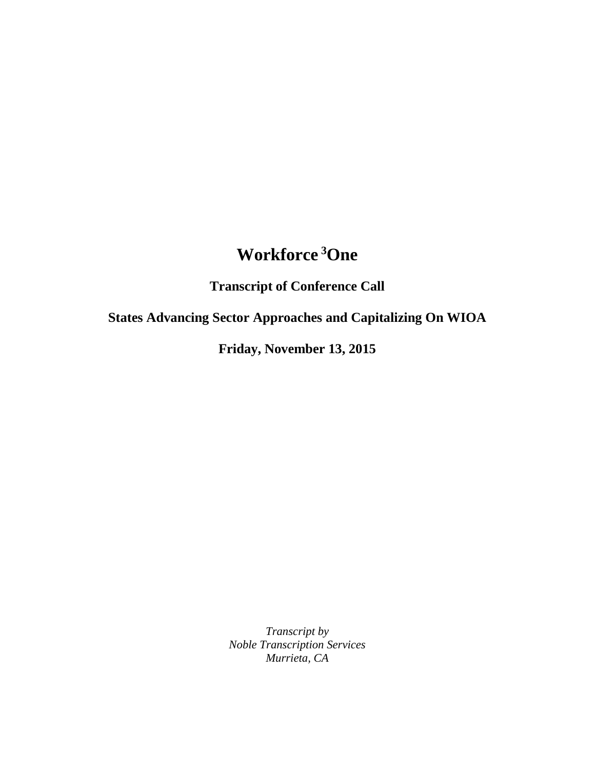# Workforce [3]One

## Transcript of Conference Call

## States Advancing Sector Approaches and Capitalizing On WIOA

## Friday, November 13, 2015

*Transcript by*
*Noble Transcription Services*
*Murrieta, CA*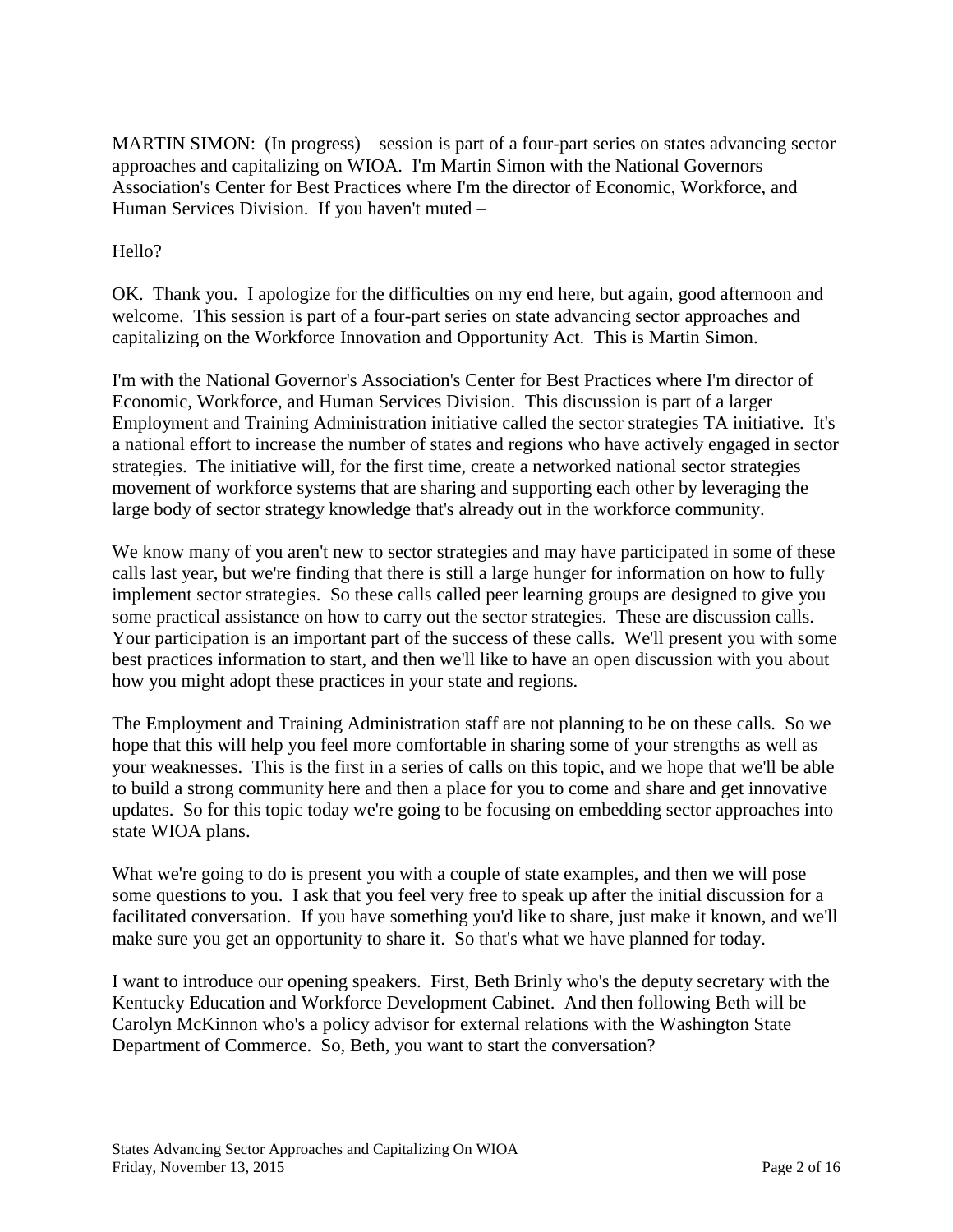MARTIN SIMON: (In progress) – session is part of a four-part series on states advancing sector approaches and capitalizing on WIOA. I'm Martin Simon with the National Governors Association's Center for Best Practices where I'm the director of Economic, Workforce, and Human Services Division. If you haven't muted –

Hello?

OK. Thank you. I apologize for the difficulties on my end here, but again, good afternoon and welcome. This session is part of a four-part series on state advancing sector approaches and capitalizing on the Workforce Innovation and Opportunity Act. This is Martin Simon.

I'm with the National Governor's Association's Center for Best Practices where I'm director of Economic, Workforce, and Human Services Division. This discussion is part of a larger Employment and Training Administration initiative called the sector strategies TA initiative. It's a national effort to increase the number of states and regions who have actively engaged in sector strategies. The initiative will, for the first time, create a networked national sector strategies movement of workforce systems that are sharing and supporting each other by leveraging the large body of sector strategy knowledge that's already out in the workforce community.

We know many of you aren't new to sector strategies and may have participated in some of these calls last year, but we're finding that there is still a large hunger for information on how to fully implement sector strategies. So these calls called peer learning groups are designed to give you some practical assistance on how to carry out the sector strategies. These are discussion calls. Your participation is an important part of the success of these calls. We'll present you with some best practices information to start, and then we'll like to have an open discussion with you about how you might adopt these practices in your state and regions.

The Employment and Training Administration staff are not planning to be on these calls. So we hope that this will help you feel more comfortable in sharing some of your strengths as well as your weaknesses. This is the first in a series of calls on this topic, and we hope that we'll be able to build a strong community here and then a place for you to come and share and get innovative updates. So for this topic today we're going to be focusing on embedding sector approaches into state WIOA plans.

What we're going to do is present you with a couple of state examples, and then we will pose some questions to you. I ask that you feel very free to speak up after the initial discussion for a facilitated conversation. If you have something you'd like to share, just make it known, and we'll make sure you get an opportunity to share it. So that's what we have planned for today.

I want to introduce our opening speakers. First, Beth Brinly who's the deputy secretary with the Kentucky Education and Workforce Development Cabinet. And then following Beth will be Carolyn McKinnon who's a policy advisor for external relations with the Washington State Department of Commerce. So, Beth, you want to start the conversation?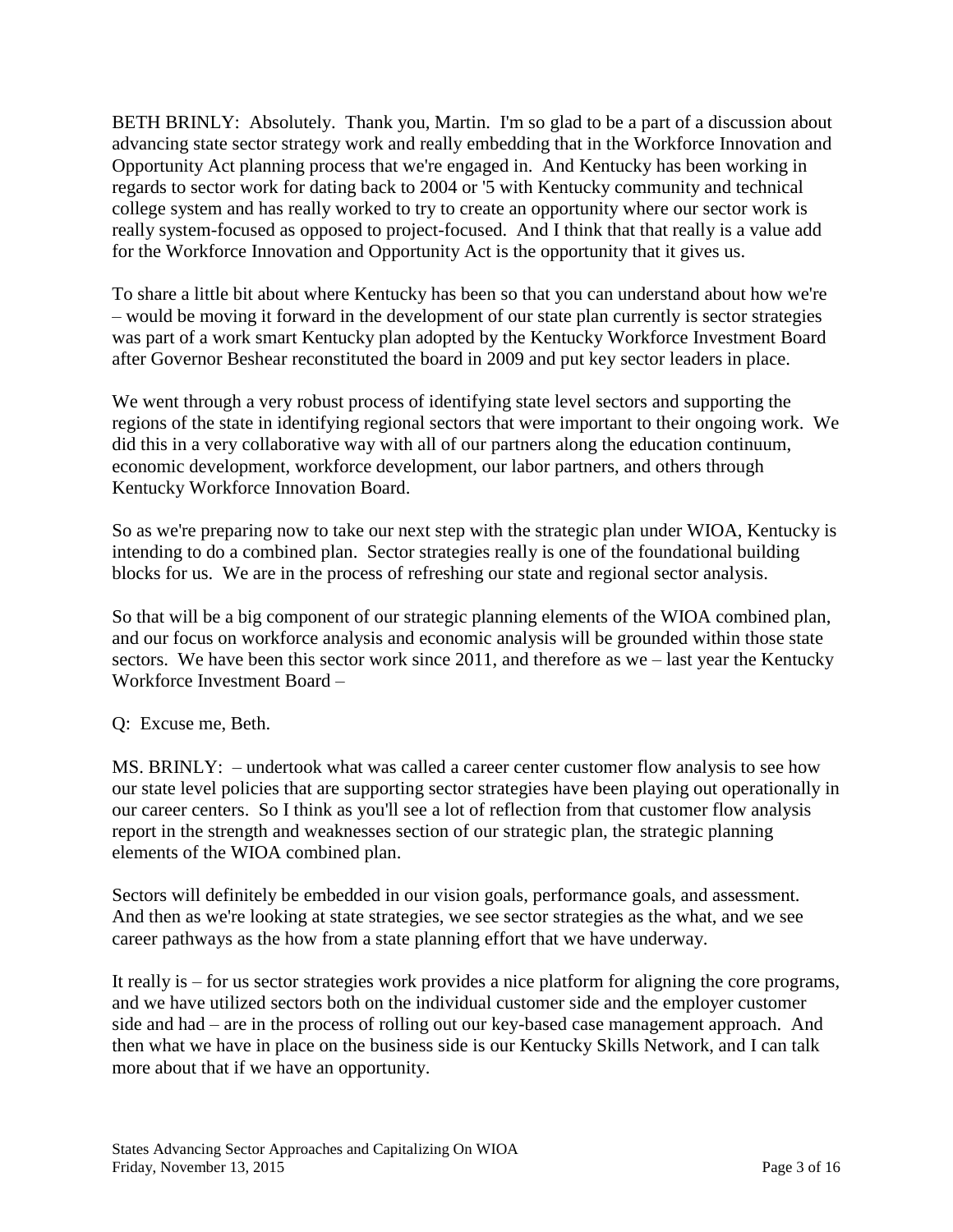BETH BRINLY: Absolutely. Thank you, Martin. I'm so glad to be a part of a discussion about advancing state sector strategy work and really embedding that in the Workforce Innovation and Opportunity Act planning process that we're engaged in. And Kentucky has been working in regards to sector work for dating back to 2004 or '5 with Kentucky community and technical college system and has really worked to try to create an opportunity where our sector work is really system-focused as opposed to project-focused. And I think that that really is a value add for the Workforce Innovation and Opportunity Act is the opportunity that it gives us.

To share a little bit about where Kentucky has been so that you can understand about how we're – would be moving it forward in the development of our state plan currently is sector strategies was part of a work smart Kentucky plan adopted by the Kentucky Workforce Investment Board after Governor Beshear reconstituted the board in 2009 and put key sector leaders in place.

We went through a very robust process of identifying state level sectors and supporting the regions of the state in identifying regional sectors that were important to their ongoing work. We did this in a very collaborative way with all of our partners along the education continuum, economic development, workforce development, our labor partners, and others through Kentucky Workforce Innovation Board.

So as we're preparing now to take our next step with the strategic plan under WIOA, Kentucky is intending to do a combined plan. Sector strategies really is one of the foundational building blocks for us. We are in the process of refreshing our state and regional sector analysis.

So that will be a big component of our strategic planning elements of the WIOA combined plan, and our focus on workforce analysis and economic analysis will be grounded within those state sectors. We have been this sector work since 2011, and therefore as we – last year the Kentucky Workforce Investment Board –

Q: Excuse me, Beth.

MS. BRINLY: – undertook what was called a career center customer flow analysis to see how our state level policies that are supporting sector strategies have been playing out operationally in our career centers. So I think as you'll see a lot of reflection from that customer flow analysis report in the strength and weaknesses section of our strategic plan, the strategic planning elements of the WIOA combined plan.

Sectors will definitely be embedded in our vision goals, performance goals, and assessment. And then as we're looking at state strategies, we see sector strategies as the what, and we see career pathways as the how from a state planning effort that we have underway.

It really is – for us sector strategies work provides a nice platform for aligning the core programs, and we have utilized sectors both on the individual customer side and the employer customer side and had – are in the process of rolling out our key-based case management approach. And then what we have in place on the business side is our Kentucky Skills Network, and I can talk more about that if we have an opportunity.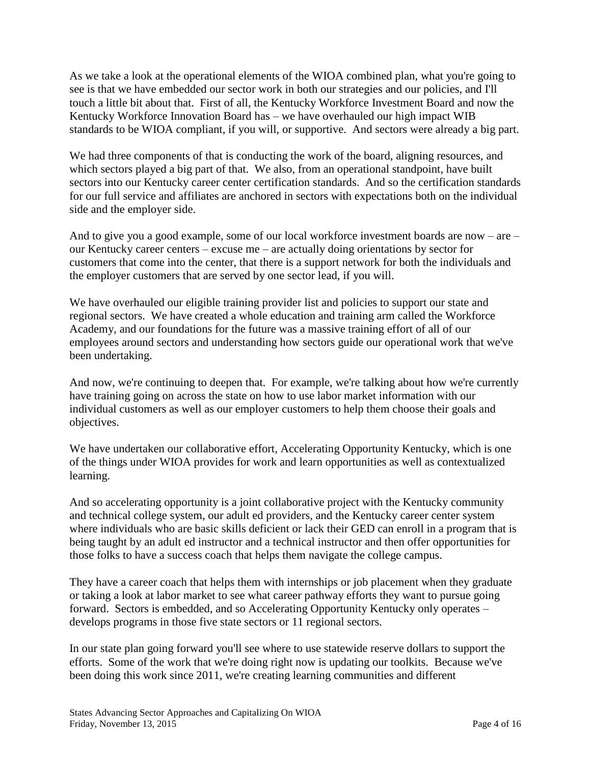As we take a look at the operational elements of the WIOA combined plan, what you're going to see is that we have embedded our sector work in both our strategies and our policies, and I'll touch a little bit about that. First of all, the Kentucky Workforce Investment Board and now the Kentucky Workforce Innovation Board has – we have overhauled our high impact WIB standards to be WIOA compliant, if you will, or supportive. And sectors were already a big part.

We had three components of that is conducting the work of the board, aligning resources, and which sectors played a big part of that. We also, from an operational standpoint, have built sectors into our Kentucky career center certification standards. And so the certification standards for our full service and affiliates are anchored in sectors with expectations both on the individual side and the employer side.

And to give you a good example, some of our local workforce investment boards are now – are – our Kentucky career centers – excuse me – are actually doing orientations by sector for customers that come into the center, that there is a support network for both the individuals and the employer customers that are served by one sector lead, if you will.

We have overhauled our eligible training provider list and policies to support our state and regional sectors. We have created a whole education and training arm called the Workforce Academy, and our foundations for the future was a massive training effort of all of our employees around sectors and understanding how sectors guide our operational work that we've been undertaking.

And now, we're continuing to deepen that. For example, we're talking about how we're currently have training going on across the state on how to use labor market information with our individual customers as well as our employer customers to help them choose their goals and objectives.

We have undertaken our collaborative effort, Accelerating Opportunity Kentucky, which is one of the things under WIOA provides for work and learn opportunities as well as contextualized learning.

And so accelerating opportunity is a joint collaborative project with the Kentucky community and technical college system, our adult ed providers, and the Kentucky career center system where individuals who are basic skills deficient or lack their GED can enroll in a program that is being taught by an adult ed instructor and a technical instructor and then offer opportunities for those folks to have a success coach that helps them navigate the college campus.

They have a career coach that helps them with internships or job placement when they graduate or taking a look at labor market to see what career pathway efforts they want to pursue going forward. Sectors is embedded, and so Accelerating Opportunity Kentucky only operates – develops programs in those five state sectors or 11 regional sectors.

In our state plan going forward you'll see where to use statewide reserve dollars to support the efforts. Some of the work that we're doing right now is updating our toolkits. Because we've been doing this work since 2011, we're creating learning communities and different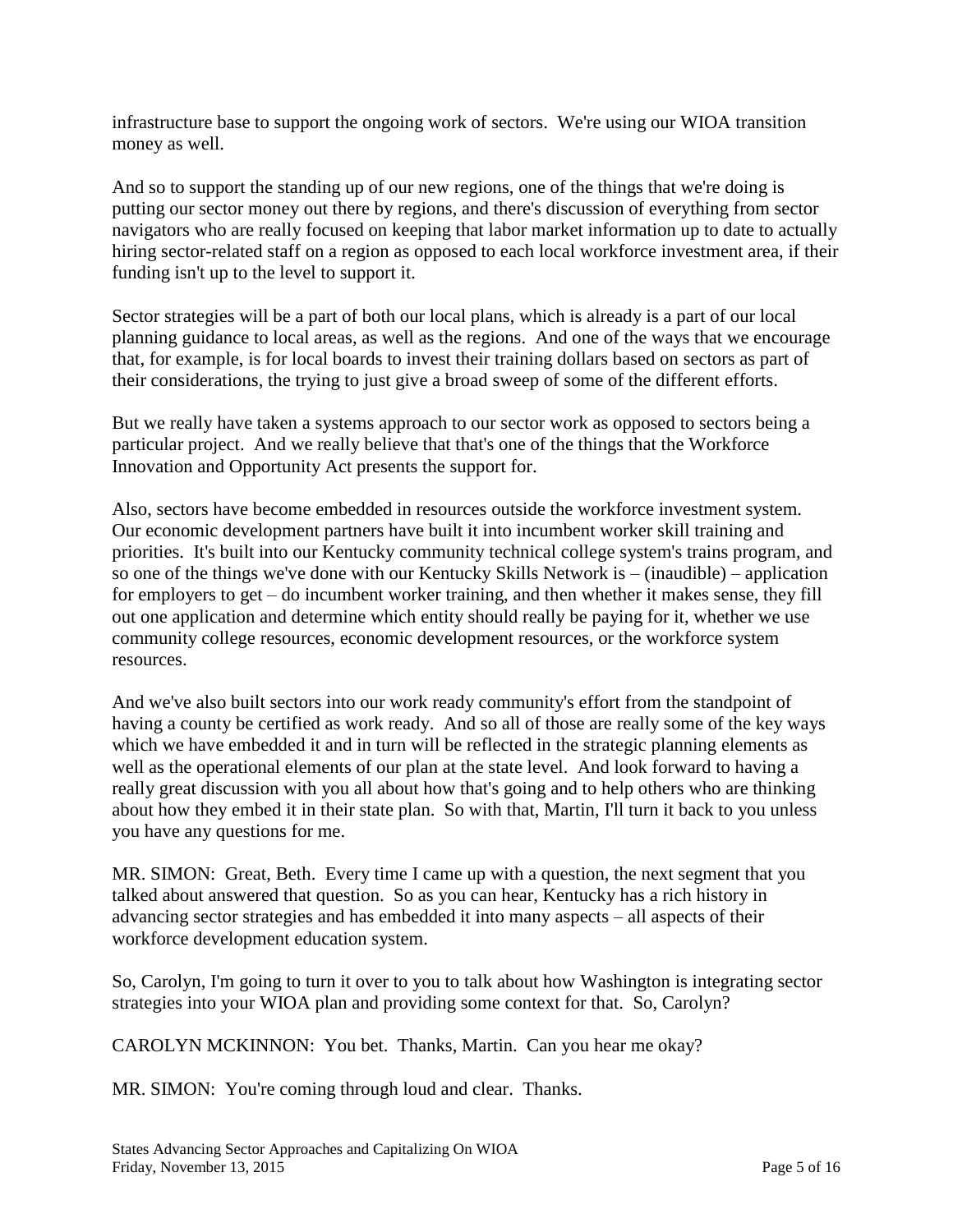infrastructure base to support the ongoing work of sectors. We're using our WIOA transition money as well.

And so to support the standing up of our new regions, one of the things that we're doing is putting our sector money out there by regions, and there's discussion of everything from sector navigators who are really focused on keeping that labor market information up to date to actually hiring sector-related staff on a region as opposed to each local workforce investment area, if their funding isn't up to the level to support it.

Sector strategies will be a part of both our local plans, which is already is a part of our local planning guidance to local areas, as well as the regions. And one of the ways that we encourage that, for example, is for local boards to invest their training dollars based on sectors as part of their considerations, the trying to just give a broad sweep of some of the different efforts.

But we really have taken a systems approach to our sector work as opposed to sectors being a particular project. And we really believe that that's one of the things that the Workforce Innovation and Opportunity Act presents the support for.

Also, sectors have become embedded in resources outside the workforce investment system. Our economic development partners have built it into incumbent worker skill training and priorities. It's built into our Kentucky community technical college system's trains program, and so one of the things we've done with our Kentucky Skills Network is – (inaudible) – application for employers to get – do incumbent worker training, and then whether it makes sense, they fill out one application and determine which entity should really be paying for it, whether we use community college resources, economic development resources, or the workforce system resources.

And we've also built sectors into our work ready community's effort from the standpoint of having a county be certified as work ready. And so all of those are really some of the key ways which we have embedded it and in turn will be reflected in the strategic planning elements as well as the operational elements of our plan at the state level. And look forward to having a really great discussion with you all about how that's going and to help others who are thinking about how they embed it in their state plan. So with that, Martin, I'll turn it back to you unless you have any questions for me.

MR. SIMON: Great, Beth. Every time I came up with a question, the next segment that you talked about answered that question. So as you can hear, Kentucky has a rich history in advancing sector strategies and has embedded it into many aspects – all aspects of their workforce development education system.

So, Carolyn, I'm going to turn it over to you to talk about how Washington is integrating sector strategies into your WIOA plan and providing some context for that. So, Carolyn?

CAROLYN MCKINNON: You bet. Thanks, Martin. Can you hear me okay?

MR. SIMON: You're coming through loud and clear. Thanks.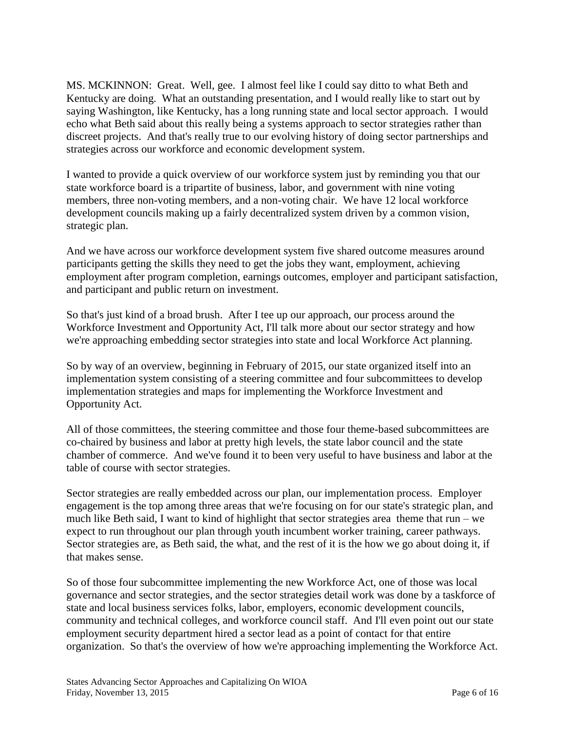MS. MCKINNON: Great. Well, gee. I almost feel like I could say ditto to what Beth and Kentucky are doing. What an outstanding presentation, and I would really like to start out by saying Washington, like Kentucky, has a long running state and local sector approach. I would echo what Beth said about this really being a systems approach to sector strategies rather than discreet projects. And that's really true to our evolving history of doing sector partnerships and strategies across our workforce and economic development system.

I wanted to provide a quick overview of our workforce system just by reminding you that our state workforce board is a tripartite of business, labor, and government with nine voting members, three non-voting members, and a non-voting chair. We have 12 local workforce development councils making up a fairly decentralized system driven by a common vision, strategic plan.

And we have across our workforce development system five shared outcome measures around participants getting the skills they need to get the jobs they want, employment, achieving employment after program completion, earnings outcomes, employer and participant satisfaction, and participant and public return on investment.

So that's just kind of a broad brush. After I tee up our approach, our process around the Workforce Investment and Opportunity Act, I'll talk more about our sector strategy and how we're approaching embedding sector strategies into state and local Workforce Act planning.

So by way of an overview, beginning in February of 2015, our state organized itself into an implementation system consisting of a steering committee and four subcommittees to develop implementation strategies and maps for implementing the Workforce Investment and Opportunity Act.

All of those committees, the steering committee and those four theme-based subcommittees are co-chaired by business and labor at pretty high levels, the state labor council and the state chamber of commerce. And we've found it to been very useful to have business and labor at the table of course with sector strategies.

Sector strategies are really embedded across our plan, our implementation process. Employer engagement is the top among three areas that we're focusing on for our state's strategic plan, and much like Beth said, I want to kind of highlight that sector strategies area theme that run – we expect to run throughout our plan through youth incumbent worker training, career pathways. Sector strategies are, as Beth said, the what, and the rest of it is the how we go about doing it, if that makes sense.

So of those four subcommittee implementing the new Workforce Act, one of those was local governance and sector strategies, and the sector strategies detail work was done by a taskforce of state and local business services folks, labor, employers, economic development councils, community and technical colleges, and workforce council staff. And I'll even point out our state employment security department hired a sector lead as a point of contact for that entire organization. So that's the overview of how we're approaching implementing the Workforce Act.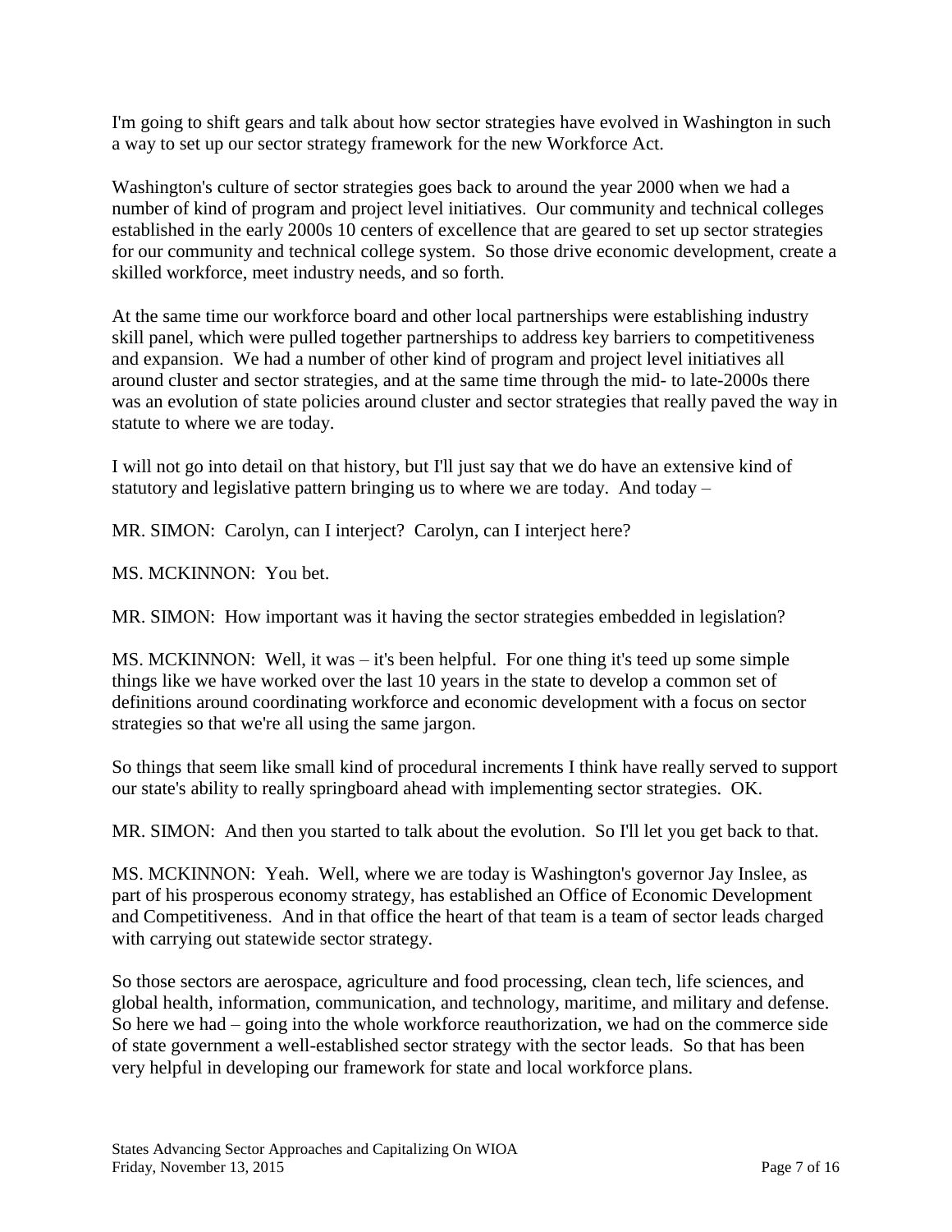I'm going to shift gears and talk about how sector strategies have evolved in Washington in such a way to set up our sector strategy framework for the new Workforce Act.

Washington's culture of sector strategies goes back to around the year 2000 when we had a number of kind of program and project level initiatives. Our community and technical colleges established in the early 2000s 10 centers of excellence that are geared to set up sector strategies for our community and technical college system. So those drive economic development, create a skilled workforce, meet industry needs, and so forth.

At the same time our workforce board and other local partnerships were establishing industry skill panel, which were pulled together partnerships to address key barriers to competitiveness and expansion. We had a number of other kind of program and project level initiatives all around cluster and sector strategies, and at the same time through the mid- to late-2000s there was an evolution of state policies around cluster and sector strategies that really paved the way in statute to where we are today.

I will not go into detail on that history, but I'll just say that we do have an extensive kind of statutory and legislative pattern bringing us to where we are today. And today –

MR. SIMON: Carolyn, can I interject? Carolyn, can I interject here?

MS. MCKINNON: You bet.

MR. SIMON: How important was it having the sector strategies embedded in legislation?

MS. MCKINNON: Well, it was – it's been helpful. For one thing it's teed up some simple things like we have worked over the last 10 years in the state to develop a common set of definitions around coordinating workforce and economic development with a focus on sector strategies so that we're all using the same jargon.

So things that seem like small kind of procedural increments I think have really served to support our state's ability to really springboard ahead with implementing sector strategies. OK.

MR. SIMON: And then you started to talk about the evolution. So I'll let you get back to that.

MS. MCKINNON: Yeah. Well, where we are today is Washington's governor Jay Inslee, as part of his prosperous economy strategy, has established an Office of Economic Development and Competitiveness. And in that office the heart of that team is a team of sector leads charged with carrying out statewide sector strategy.

So those sectors are aerospace, agriculture and food processing, clean tech, life sciences, and global health, information, communication, and technology, maritime, and military and defense. So here we had – going into the whole workforce reauthorization, we had on the commerce side of state government a well-established sector strategy with the sector leads. So that has been very helpful in developing our framework for state and local workforce plans.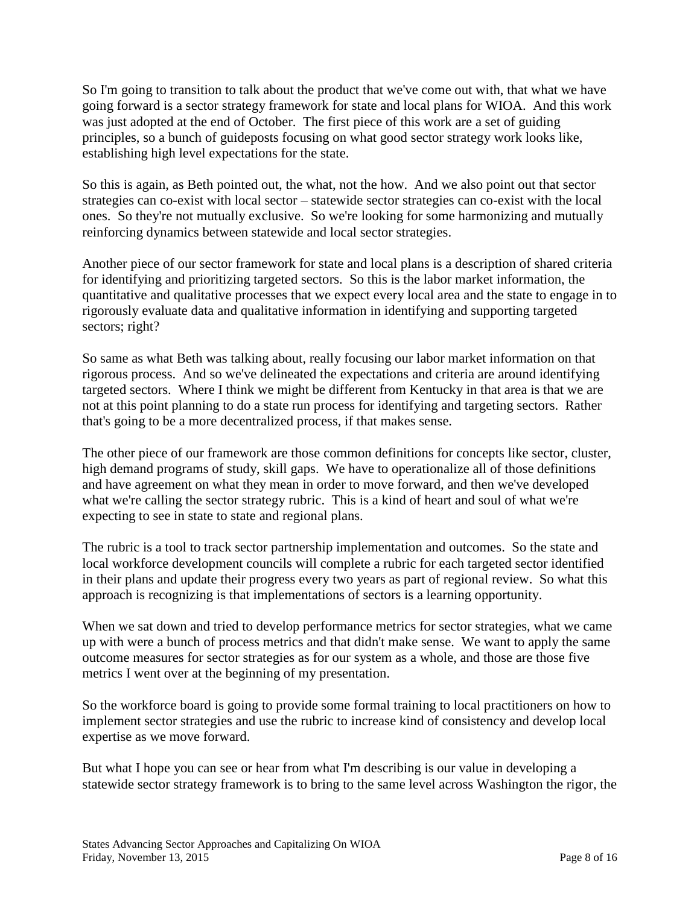So I'm going to transition to talk about the product that we've come out with, that what we have going forward is a sector strategy framework for state and local plans for WIOA. And this work was just adopted at the end of October. The first piece of this work are a set of guiding principles, so a bunch of guideposts focusing on what good sector strategy work looks like, establishing high level expectations for the state.

So this is again, as Beth pointed out, the what, not the how. And we also point out that sector strategies can co-exist with local sector – statewide sector strategies can co-exist with the local ones. So they're not mutually exclusive. So we're looking for some harmonizing and mutually reinforcing dynamics between statewide and local sector strategies.

Another piece of our sector framework for state and local plans is a description of shared criteria for identifying and prioritizing targeted sectors. So this is the labor market information, the quantitative and qualitative processes that we expect every local area and the state to engage in to rigorously evaluate data and qualitative information in identifying and supporting targeted sectors; right?

So same as what Beth was talking about, really focusing our labor market information on that rigorous process. And so we've delineated the expectations and criteria are around identifying targeted sectors. Where I think we might be different from Kentucky in that area is that we are not at this point planning to do a state run process for identifying and targeting sectors. Rather that's going to be a more decentralized process, if that makes sense.

The other piece of our framework are those common definitions for concepts like sector, cluster, high demand programs of study, skill gaps. We have to operationalize all of those definitions and have agreement on what they mean in order to move forward, and then we've developed what we're calling the sector strategy rubric. This is a kind of heart and soul of what we're expecting to see in state to state and regional plans.

The rubric is a tool to track sector partnership implementation and outcomes. So the state and local workforce development councils will complete a rubric for each targeted sector identified in their plans and update their progress every two years as part of regional review. So what this approach is recognizing is that implementations of sectors is a learning opportunity.

When we sat down and tried to develop performance metrics for sector strategies, what we came up with were a bunch of process metrics and that didn't make sense. We want to apply the same outcome measures for sector strategies as for our system as a whole, and those are those five metrics I went over at the beginning of my presentation.

So the workforce board is going to provide some formal training to local practitioners on how to implement sector strategies and use the rubric to increase kind of consistency and develop local expertise as we move forward.

But what I hope you can see or hear from what I'm describing is our value in developing a statewide sector strategy framework is to bring to the same level across Washington the rigor, the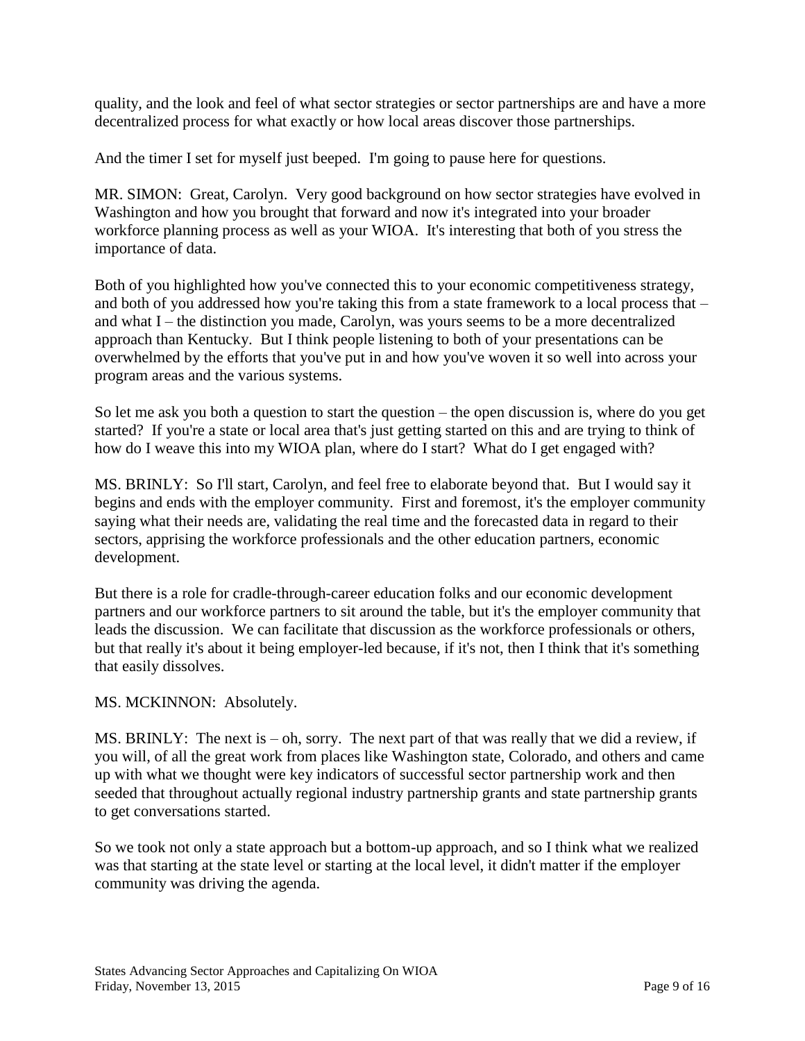quality, and the look and feel of what sector strategies or sector partnerships are and have a more decentralized process for what exactly or how local areas discover those partnerships.

And the timer I set for myself just beeped. I'm going to pause here for questions.

MR. SIMON: Great, Carolyn. Very good background on how sector strategies have evolved in Washington and how you brought that forward and now it's integrated into your broader workforce planning process as well as your WIOA. It's interesting that both of you stress the importance of data.

Both of you highlighted how you've connected this to your economic competitiveness strategy, and both of you addressed how you're taking this from a state framework to a local process that – and what I – the distinction you made, Carolyn, was yours seems to be a more decentralized approach than Kentucky. But I think people listening to both of your presentations can be overwhelmed by the efforts that you've put in and how you've woven it so well into across your program areas and the various systems.

So let me ask you both a question to start the question – the open discussion is, where do you get started? If you're a state or local area that's just getting started on this and are trying to think of how do I weave this into my WIOA plan, where do I start? What do I get engaged with?

MS. BRINLY: So I'll start, Carolyn, and feel free to elaborate beyond that. But I would say it begins and ends with the employer community. First and foremost, it's the employer community saying what their needs are, validating the real time and the forecasted data in regard to their sectors, apprising the workforce professionals and the other education partners, economic development.

But there is a role for cradle-through-career education folks and our economic development partners and our workforce partners to sit around the table, but it's the employer community that leads the discussion. We can facilitate that discussion as the workforce professionals or others, but that really it's about it being employer-led because, if it's not, then I think that it's something that easily dissolves.

MS. MCKINNON: Absolutely.

MS. BRINLY: The next is – oh, sorry. The next part of that was really that we did a review, if you will, of all the great work from places like Washington state, Colorado, and others and came up with what we thought were key indicators of successful sector partnership work and then seeded that throughout actually regional industry partnership grants and state partnership grants to get conversations started.

So we took not only a state approach but a bottom-up approach, and so I think what we realized was that starting at the state level or starting at the local level, it didn't matter if the employer community was driving the agenda.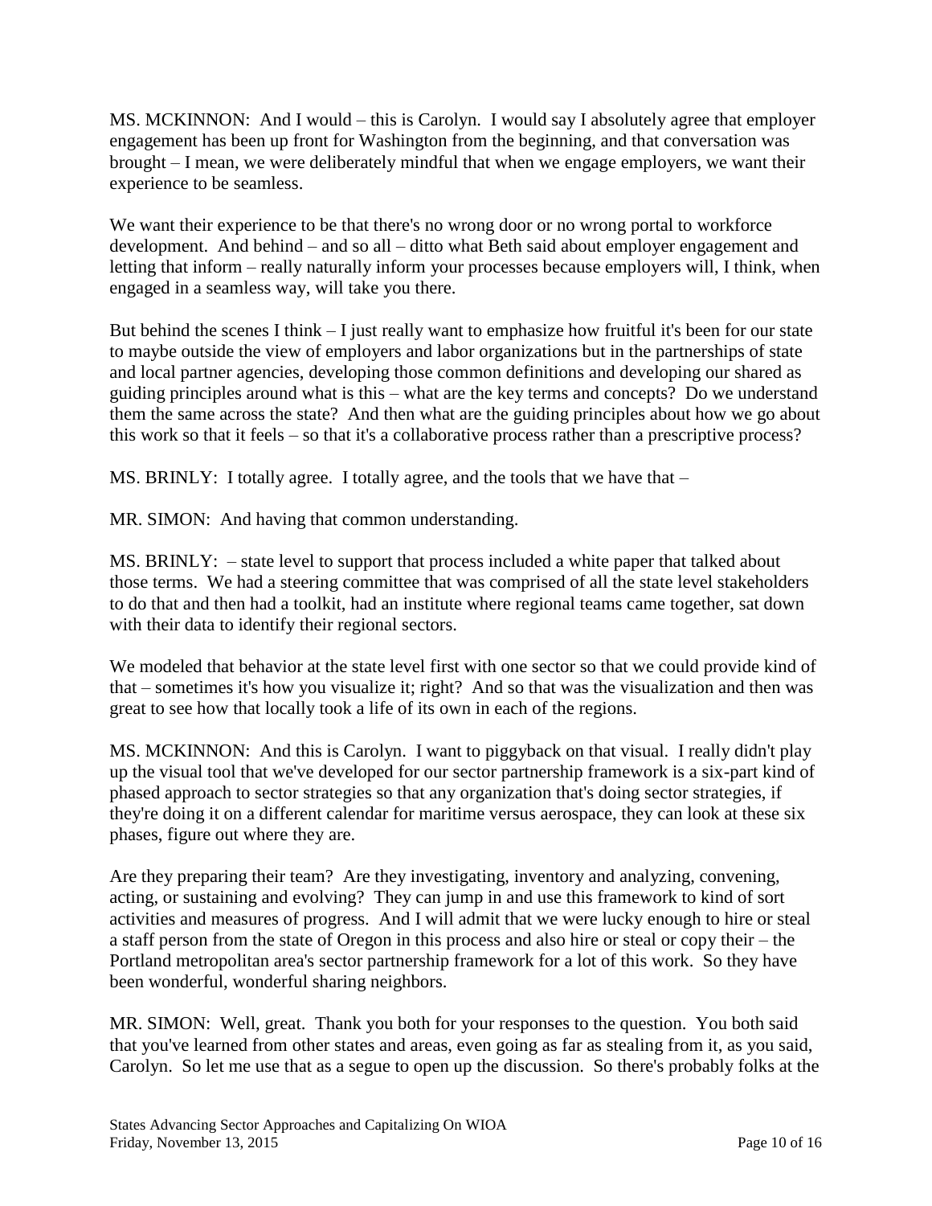MS. MCKINNON: And I would – this is Carolyn. I would say I absolutely agree that employer engagement has been up front for Washington from the beginning, and that conversation was brought – I mean, we were deliberately mindful that when we engage employers, we want their experience to be seamless.

We want their experience to be that there's no wrong door or no wrong portal to workforce development. And behind – and so all – ditto what Beth said about employer engagement and letting that inform – really naturally inform your processes because employers will, I think, when engaged in a seamless way, will take you there.

But behind the scenes I think – I just really want to emphasize how fruitful it's been for our state to maybe outside the view of employers and labor organizations but in the partnerships of state and local partner agencies, developing those common definitions and developing our shared as guiding principles around what is this – what are the key terms and concepts? Do we understand them the same across the state? And then what are the guiding principles about how we go about this work so that it feels – so that it's a collaborative process rather than a prescriptive process?

MS. BRINLY: I totally agree. I totally agree, and the tools that we have that –

MR. SIMON: And having that common understanding.

MS. BRINLY: – state level to support that process included a white paper that talked about those terms. We had a steering committee that was comprised of all the state level stakeholders to do that and then had a toolkit, had an institute where regional teams came together, sat down with their data to identify their regional sectors.

We modeled that behavior at the state level first with one sector so that we could provide kind of that – sometimes it's how you visualize it; right? And so that was the visualization and then was great to see how that locally took a life of its own in each of the regions.

MS. MCKINNON: And this is Carolyn. I want to piggyback on that visual. I really didn't play up the visual tool that we've developed for our sector partnership framework is a six-part kind of phased approach to sector strategies so that any organization that's doing sector strategies, if they're doing it on a different calendar for maritime versus aerospace, they can look at these six phases, figure out where they are.

Are they preparing their team? Are they investigating, inventory and analyzing, convening, acting, or sustaining and evolving? They can jump in and use this framework to kind of sort activities and measures of progress. And I will admit that we were lucky enough to hire or steal a staff person from the state of Oregon in this process and also hire or steal or copy their – the Portland metropolitan area's sector partnership framework for a lot of this work. So they have been wonderful, wonderful sharing neighbors.

MR. SIMON: Well, great. Thank you both for your responses to the question. You both said that you've learned from other states and areas, even going as far as stealing from it, as you said, Carolyn. So let me use that as a segue to open up the discussion. So there's probably folks at the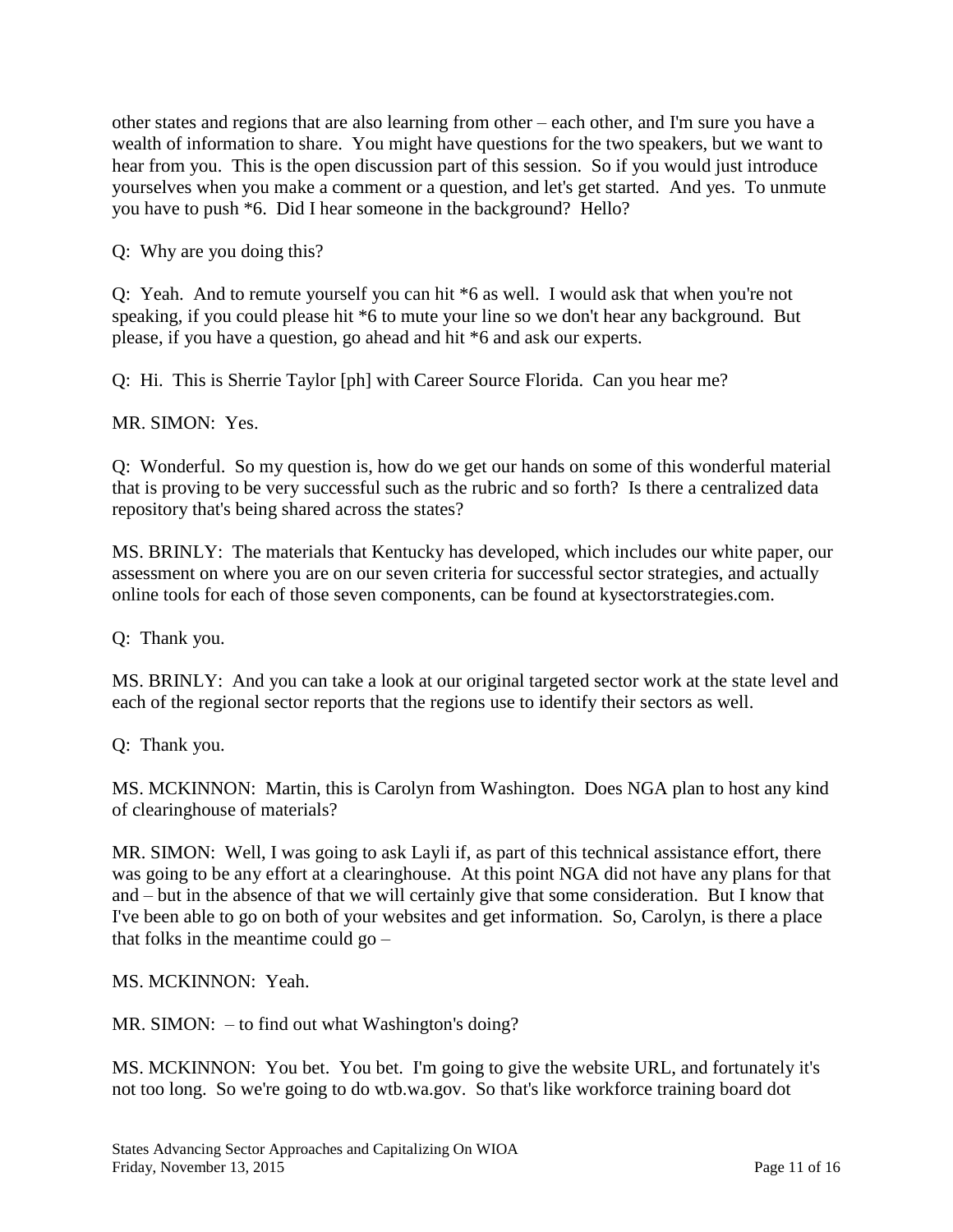other states and regions that are also learning from other – each other, and I'm sure you have a wealth of information to share. You might have questions for the two speakers, but we want to hear from you. This is the open discussion part of this session. So if you would just introduce yourselves when you make a comment or a question, and let's get started. And yes. To unmute you have to push *6. Did I hear someone in the background? Hello?

Q: Why are you doing this?

Q: Yeah. And to remute yourself you can hit *6 as well. I would ask that when you're not speaking, if you could please hit *6 to mute your line so we don't hear any background. But please, if you have a question, go ahead and hit *6 and ask our experts.

Q: Hi. This is Sherrie Taylor [ph] with Career Source Florida. Can you hear me?

MR. SIMON: Yes.

Q: Wonderful. So my question is, how do we get our hands on some of this wonderful material that is proving to be very successful such as the rubric and so forth? Is there a centralized data repository that's being shared across the states?

MS. BRINLY: The materials that Kentucky has developed, which includes our white paper, our assessment on where you are on our seven criteria for successful sector strategies, and actually online tools for each of those seven components, can be found at kysectorstrategies.com.

Q: Thank you.

MS. BRINLY: And you can take a look at our original targeted sector work at the state level and each of the regional sector reports that the regions use to identify their sectors as well.

Q: Thank you.

MS. MCKINNON: Martin, this is Carolyn from Washington. Does NGA plan to host any kind of clearinghouse of materials?

MR. SIMON: Well, I was going to ask Layli if, as part of this technical assistance effort, there was going to be any effort at a clearinghouse. At this point NGA did not have any plans for that and – but in the absence of that we will certainly give that some consideration. But I know that I've been able to go on both of your websites and get information. So, Carolyn, is there a place that folks in the meantime could go –

MS. MCKINNON: Yeah.

MR. SIMON: – to find out what Washington's doing?

MS. MCKINNON: You bet. You bet. I'm going to give the website URL, and fortunately it's not too long. So we're going to do wtb.wa.gov. So that's like workforce training board dot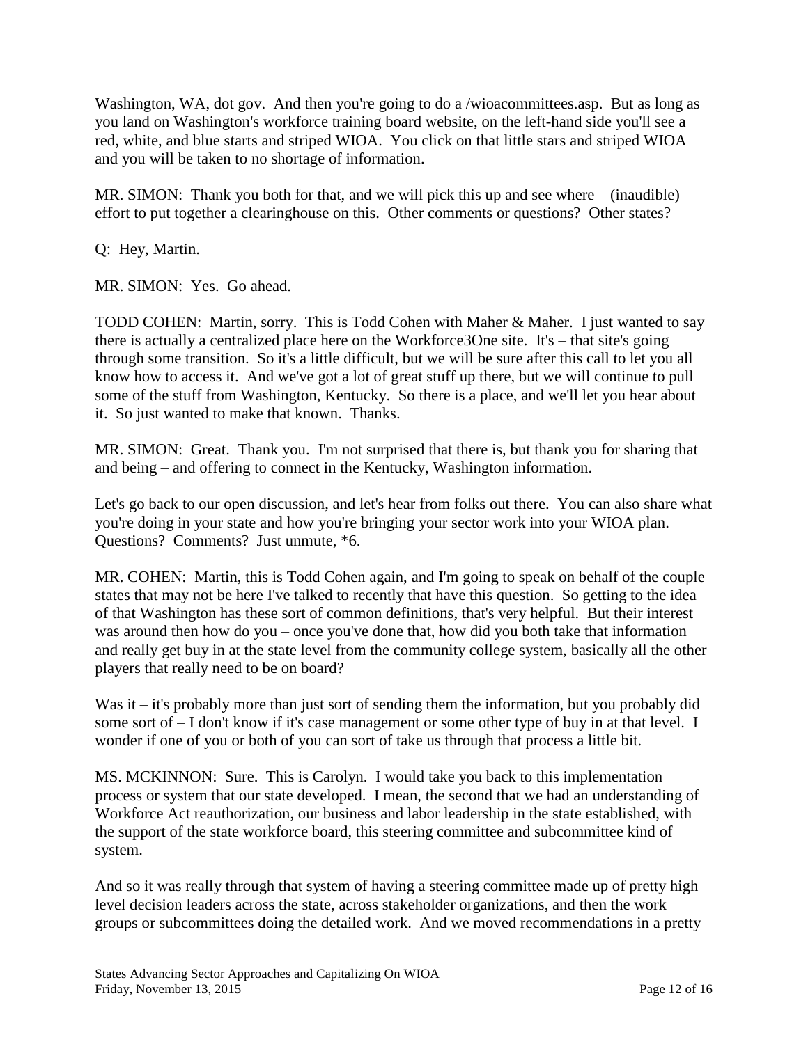Washington, WA, dot gov. And then you're going to do a /wioacommittees.asp. But as long as you land on Washington's workforce training board website, on the left-hand side you'll see a red, white, and blue starts and striped WIOA. You click on that little stars and striped WIOA and you will be taken to no shortage of information.

MR. SIMON: Thank you both for that, and we will pick this up and see where – (inaudible) – effort to put together a clearinghouse on this. Other comments or questions? Other states?

Q: Hey, Martin.

MR. SIMON: Yes. Go ahead.

TODD COHEN: Martin, sorry. This is Todd Cohen with Maher & Maher. I just wanted to say there is actually a centralized place here on the Workforce3One site. It's – that site's going through some transition. So it's a little difficult, but we will be sure after this call to let you all know how to access it. And we've got a lot of great stuff up there, but we will continue to pull some of the stuff from Washington, Kentucky. So there is a place, and we'll let you hear about it. So just wanted to make that known. Thanks.

MR. SIMON: Great. Thank you. I'm not surprised that there is, but thank you for sharing that and being – and offering to connect in the Kentucky, Washington information.

Let's go back to our open discussion, and let's hear from folks out there. You can also share what you're doing in your state and how you're bringing your sector work into your WIOA plan. Questions? Comments? Just unmute, *6.

MR. COHEN: Martin, this is Todd Cohen again, and I'm going to speak on behalf of the couple states that may not be here I've talked to recently that have this question. So getting to the idea of that Washington has these sort of common definitions, that's very helpful. But their interest was around then how do you – once you've done that, how did you both take that information and really get buy in at the state level from the community college system, basically all the other players that really need to be on board?

Was it – it's probably more than just sort of sending them the information, but you probably did some sort of – I don't know if it's case management or some other type of buy in at that level. I wonder if one of you or both of you can sort of take us through that process a little bit.

MS. MCKINNON: Sure. This is Carolyn. I would take you back to this implementation process or system that our state developed. I mean, the second that we had an understanding of Workforce Act reauthorization, our business and labor leadership in the state established, with the support of the state workforce board, this steering committee and subcommittee kind of system.

And so it was really through that system of having a steering committee made up of pretty high level decision leaders across the state, across stakeholder organizations, and then the work groups or subcommittees doing the detailed work. And we moved recommendations in a pretty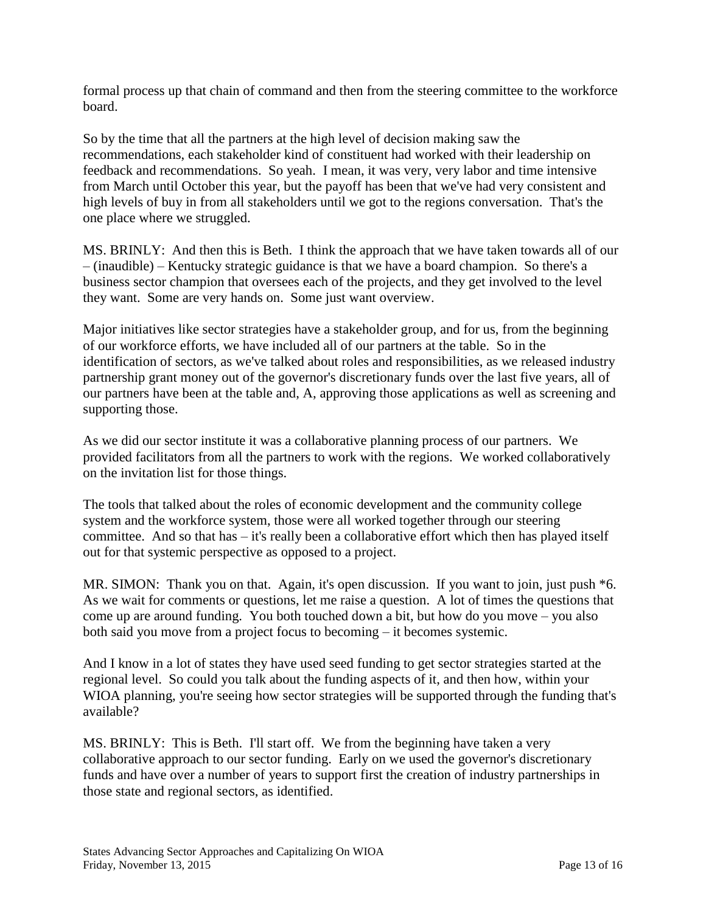formal process up that chain of command and then from the steering committee to the workforce board.

So by the time that all the partners at the high level of decision making saw the recommendations, each stakeholder kind of constituent had worked with their leadership on feedback and recommendations. So yeah. I mean, it was very, very labor and time intensive from March until October this year, but the payoff has been that we've had very consistent and high levels of buy in from all stakeholders until we got to the regions conversation. That's the one place where we struggled.

MS. BRINLY: And then this is Beth. I think the approach that we have taken towards all of our – (inaudible) – Kentucky strategic guidance is that we have a board champion. So there's a business sector champion that oversees each of the projects, and they get involved to the level they want. Some are very hands on. Some just want overview.

Major initiatives like sector strategies have a stakeholder group, and for us, from the beginning of our workforce efforts, we have included all of our partners at the table. So in the identification of sectors, as we've talked about roles and responsibilities, as we released industry partnership grant money out of the governor's discretionary funds over the last five years, all of our partners have been at the table and, A, approving those applications as well as screening and supporting those.

As we did our sector institute it was a collaborative planning process of our partners. We provided facilitators from all the partners to work with the regions. We worked collaboratively on the invitation list for those things.

The tools that talked about the roles of economic development and the community college system and the workforce system, those were all worked together through our steering committee. And so that has – it's really been a collaborative effort which then has played itself out for that systemic perspective as opposed to a project.

MR. SIMON: Thank you on that. Again, it's open discussion. If you want to join, just push *6. As we wait for comments or questions, let me raise a question. A lot of times the questions that come up are around funding. You both touched down a bit, but how do you move – you also both said you move from a project focus to becoming – it becomes systemic.

And I know in a lot of states they have used seed funding to get sector strategies started at the regional level. So could you talk about the funding aspects of it, and then how, within your WIOA planning, you're seeing how sector strategies will be supported through the funding that's available?

MS. BRINLY: This is Beth. I'll start off. We from the beginning have taken a very collaborative approach to our sector funding. Early on we used the governor's discretionary funds and have over a number of years to support first the creation of industry partnerships in those state and regional sectors, as identified.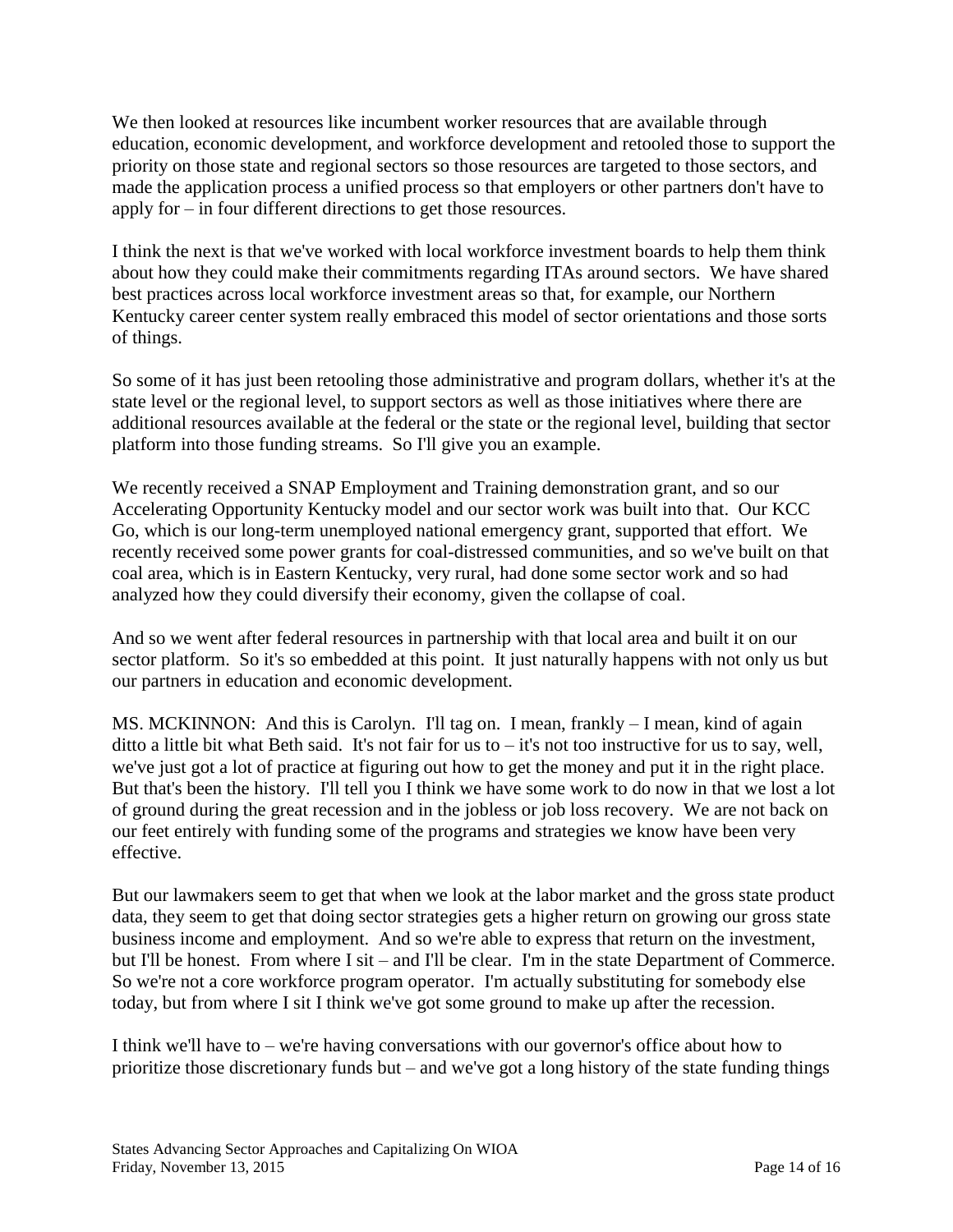We then looked at resources like incumbent worker resources that are available through education, economic development, and workforce development and retooled those to support the priority on those state and regional sectors so those resources are targeted to those sectors, and made the application process a unified process so that employers or other partners don't have to apply for – in four different directions to get those resources.

I think the next is that we've worked with local workforce investment boards to help them think about how they could make their commitments regarding ITAs around sectors. We have shared best practices across local workforce investment areas so that, for example, our Northern Kentucky career center system really embraced this model of sector orientations and those sorts of things.

So some of it has just been retooling those administrative and program dollars, whether it's at the state level or the regional level, to support sectors as well as those initiatives where there are additional resources available at the federal or the state or the regional level, building that sector platform into those funding streams. So I'll give you an example.

We recently received a SNAP Employment and Training demonstration grant, and so our Accelerating Opportunity Kentucky model and our sector work was built into that. Our KCC Go, which is our long-term unemployed national emergency grant, supported that effort. We recently received some power grants for coal-distressed communities, and so we've built on that coal area, which is in Eastern Kentucky, very rural, had done some sector work and so had analyzed how they could diversify their economy, given the collapse of coal.

And so we went after federal resources in partnership with that local area and built it on our sector platform. So it's so embedded at this point. It just naturally happens with not only us but our partners in education and economic development.

MS. MCKINNON: And this is Carolyn. I'll tag on. I mean, frankly – I mean, kind of again ditto a little bit what Beth said. It's not fair for us to – it's not too instructive for us to say, well, we've just got a lot of practice at figuring out how to get the money and put it in the right place. But that's been the history. I'll tell you I think we have some work to do now in that we lost a lot of ground during the great recession and in the jobless or job loss recovery. We are not back on our feet entirely with funding some of the programs and strategies we know have been very effective.

But our lawmakers seem to get that when we look at the labor market and the gross state product data, they seem to get that doing sector strategies gets a higher return on growing our gross state business income and employment. And so we're able to express that return on the investment, but I'll be honest. From where I sit – and I'll be clear. I'm in the state Department of Commerce. So we're not a core workforce program operator. I'm actually substituting for somebody else today, but from where I sit I think we've got some ground to make up after the recession.

I think we'll have to – we're having conversations with our governor's office about how to prioritize those discretionary funds but – and we've got a long history of the state funding things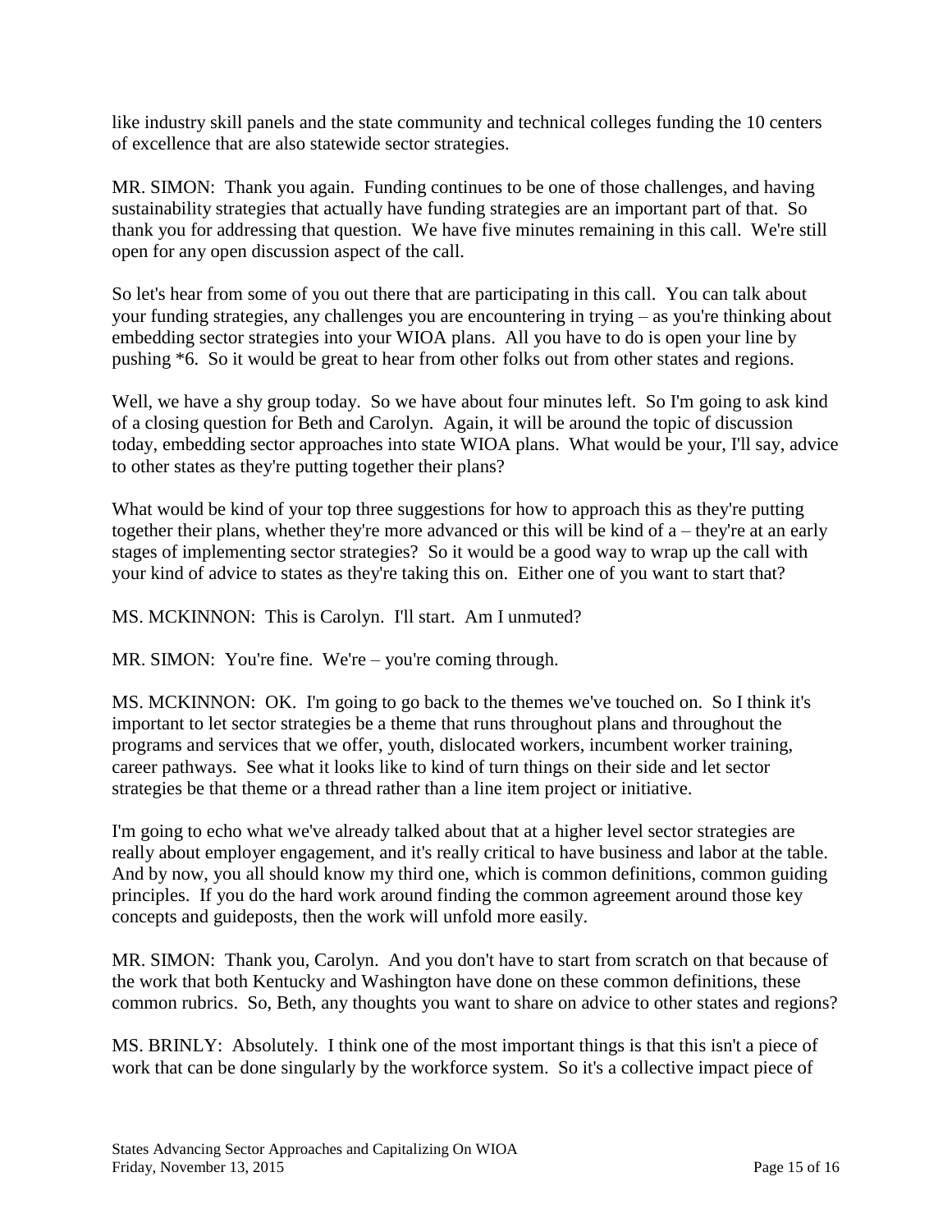like industry skill panels and the state community and technical colleges funding the 10 centers of excellence that are also statewide sector strategies.

MR. SIMON: Thank you again. Funding continues to be one of those challenges, and having sustainability strategies that actually have funding strategies are an important part of that. So thank you for addressing that question. We have five minutes remaining in this call. We're still open for any open discussion aspect of the call.

So let's hear from some of you out there that are participating in this call. You can talk about your funding strategies, any challenges you are encountering in trying – as you're thinking about embedding sector strategies into your WIOA plans. All you have to do is open your line by pushing *6. So it would be great to hear from other folks out from other states and regions.

Well, we have a shy group today. So we have about four minutes left. So I'm going to ask kind of a closing question for Beth and Carolyn. Again, it will be around the topic of discussion today, embedding sector approaches into state WIOA plans. What would be your, I'll say, advice to other states as they're putting together their plans?

What would be kind of your top three suggestions for how to approach this as they're putting together their plans, whether they're more advanced or this will be kind of a – they're at an early stages of implementing sector strategies? So it would be a good way to wrap up the call with your kind of advice to states as they're taking this on. Either one of you want to start that?

MS. MCKINNON: This is Carolyn. I'll start. Am I unmuted?

MR. SIMON: You're fine. We're – you're coming through.

MS. MCKINNON: OK. I'm going to go back to the themes we've touched on. So I think it's important to let sector strategies be a theme that runs throughout plans and throughout the programs and services that we offer, youth, dislocated workers, incumbent worker training, career pathways. See what it looks like to kind of turn things on their side and let sector strategies be that theme or a thread rather than a line item project or initiative.

I'm going to echo what we've already talked about that at a higher level sector strategies are really about employer engagement, and it's really critical to have business and labor at the table. And by now, you all should know my third one, which is common definitions, common guiding principles. If you do the hard work around finding the common agreement around those key concepts and guideposts, then the work will unfold more easily.

MR. SIMON: Thank you, Carolyn. And you don't have to start from scratch on that because of the work that both Kentucky and Washington have done on these common definitions, these common rubrics. So, Beth, any thoughts you want to share on advice to other states and regions?

MS. BRINLY: Absolutely. I think one of the most important things is that this isn't a piece of work that can be done singularly by the workforce system. So it's a collective impact piece of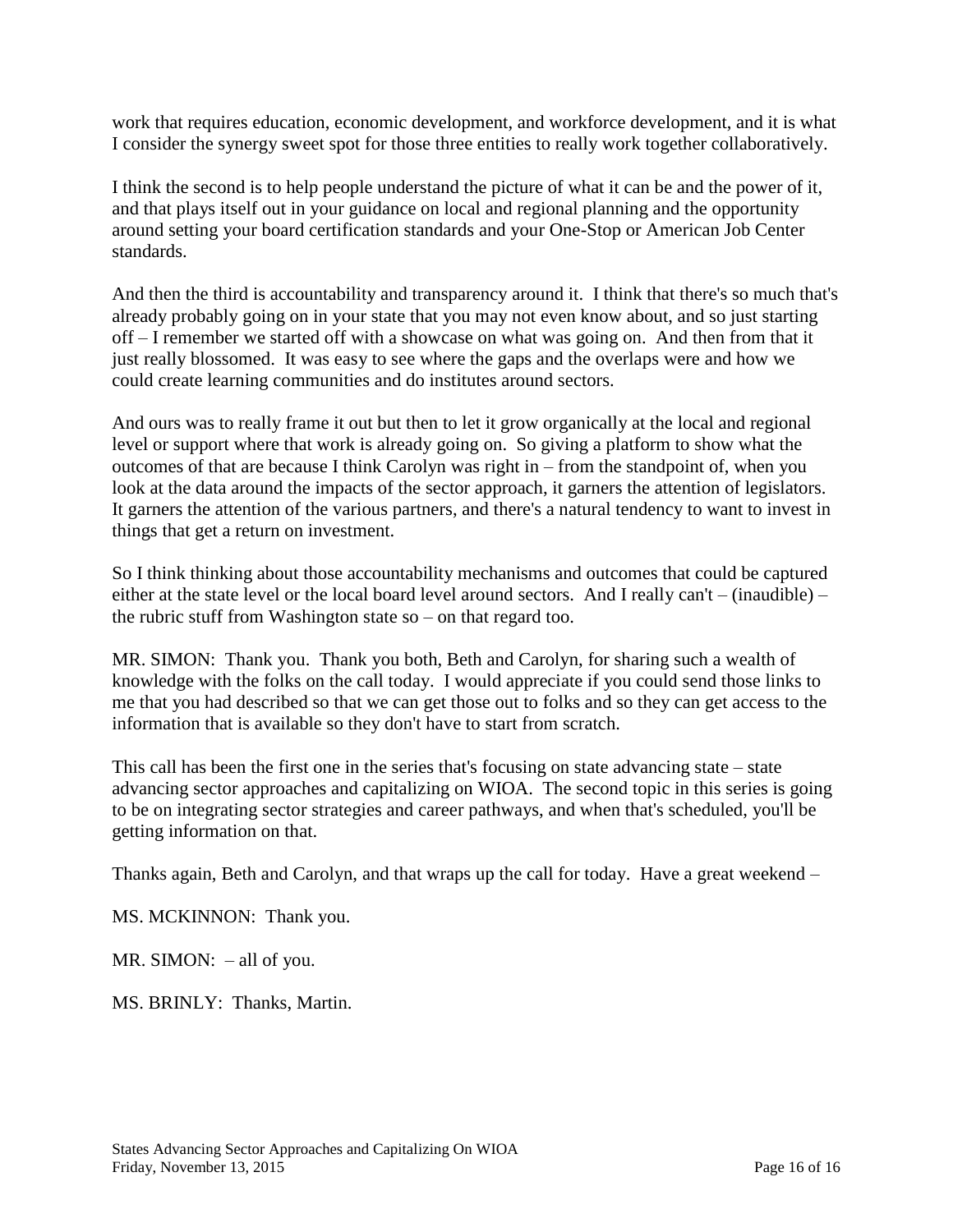work that requires education, economic development, and workforce development, and it is what I consider the synergy sweet spot for those three entities to really work together collaboratively.

I think the second is to help people understand the picture of what it can be and the power of it, and that plays itself out in your guidance on local and regional planning and the opportunity around setting your board certification standards and your One-Stop or American Job Center standards.

And then the third is accountability and transparency around it. I think that there's so much that's already probably going on in your state that you may not even know about, and so just starting off – I remember we started off with a showcase on what was going on. And then from that it just really blossomed. It was easy to see where the gaps and the overlaps were and how we could create learning communities and do institutes around sectors.

And ours was to really frame it out but then to let it grow organically at the local and regional level or support where that work is already going on. So giving a platform to show what the outcomes of that are because I think Carolyn was right in – from the standpoint of, when you look at the data around the impacts of the sector approach, it garners the attention of legislators. It garners the attention of the various partners, and there's a natural tendency to want to invest in things that get a return on investment.

So I think thinking about those accountability mechanisms and outcomes that could be captured either at the state level or the local board level around sectors. And I really can't – (inaudible) – the rubric stuff from Washington state so – on that regard too.

MR. SIMON: Thank you. Thank you both, Beth and Carolyn, for sharing such a wealth of knowledge with the folks on the call today. I would appreciate if you could send those links to me that you had described so that we can get those out to folks and so they can get access to the information that is available so they don't have to start from scratch.

This call has been the first one in the series that's focusing on state advancing state – state advancing sector approaches and capitalizing on WIOA. The second topic in this series is going to be on integrating sector strategies and career pathways, and when that's scheduled, you'll be getting information on that.

Thanks again, Beth and Carolyn, and that wraps up the call for today. Have a great weekend –

MS. MCKINNON: Thank you.

MR. SIMON: – all of you.

MS. BRINLY: Thanks, Martin.